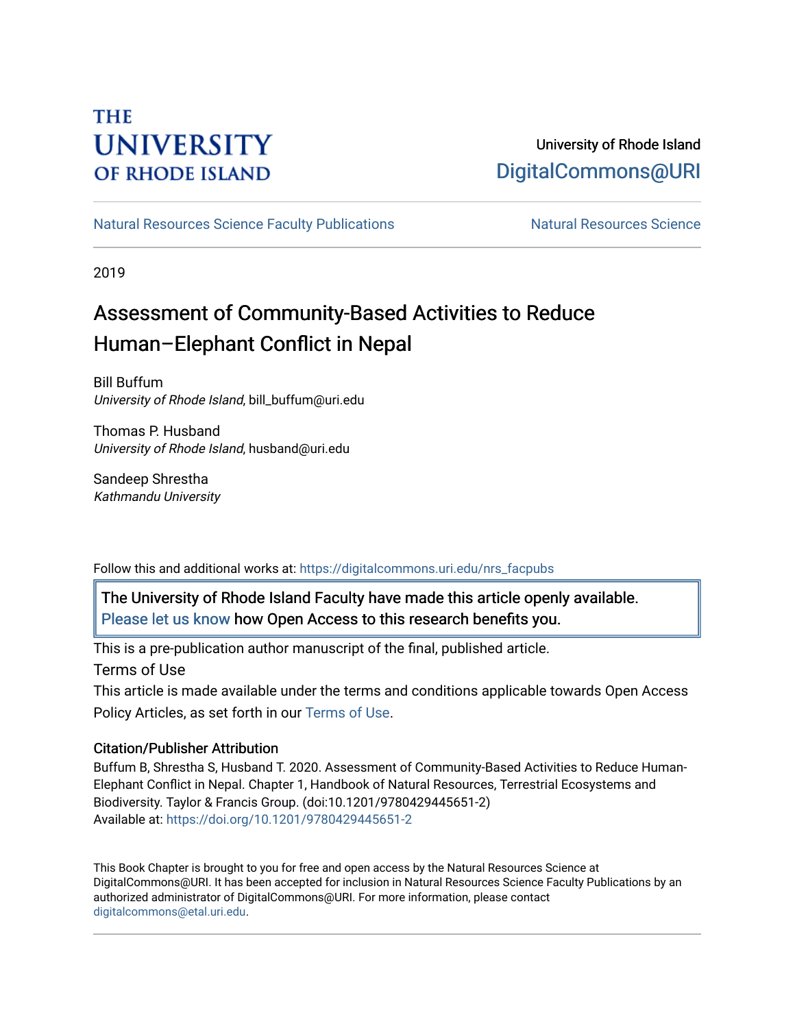THE UNIVERSITY OF RHODE ISLAND

University of Rhode Island
DigitalCommons@URI

Natural Resources Science Faculty Publications | Natural Resources Science

2019

# Assessment of Community-Based Activities to Reduce Human–Elephant Conflict in Nepal

Bill Buffum
*University of Rhode Island*, bill_buffum@uri.edu

Thomas P. Husband
*University of Rhode Island*, husband@uri.edu

Sandeep Shrestha
*Kathmandu University*

Follow this and additional works at: https://digitalcommons.uri.edu/nrs_facpubs

The University of Rhode Island Faculty have made this article openly available. Please let us know how Open Access to this research benefits you.

This is a pre-publication author manuscript of the final, published article.

Terms of Use

This article is made available under the terms and conditions applicable towards Open Access Policy Articles, as set forth in our Terms of Use.

### Citation/Publisher Attribution

Buffum B, Shrestha S, Husband T. 2020. Assessment of Community-Based Activities to Reduce Human-Elephant Conflict in Nepal. Chapter 1, Handbook of Natural Resources, Terrestrial Ecosystems and Biodiversity. Taylor & Francis Group. (doi:10.1201/9780429445651-2)
Available at: https://doi.org/10.1201/9780429445651-2

This Book Chapter is brought to you for free and open access by the Natural Resources Science at DigitalCommons@URI. It has been accepted for inclusion in Natural Resources Science Faculty Publications by an authorized administrator of DigitalCommons@URI. For more information, please contact digitalcommons@etal.uri.edu.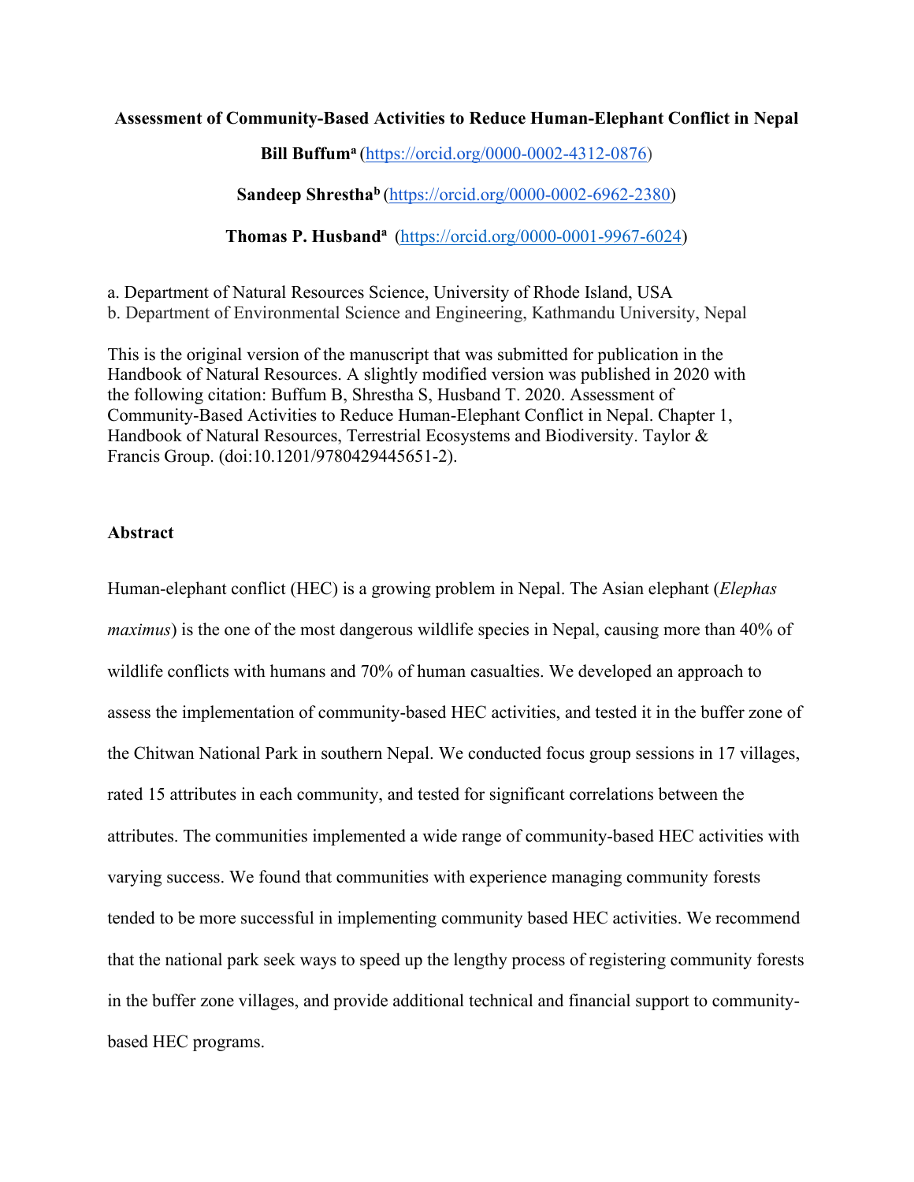**Assessment of Community-Based Activities to Reduce Human-Elephant Conflict in Nepal**

**Bill Buffum**[a] (https://orcid.org/0000-0002-4312-0876)

**Sandeep Shrestha**[b] (https://orcid.org/0000-0002-6962-2380)

**Thomas P. Husband**[a] (https://orcid.org/0000-0001-9967-6024)

a. Department of Natural Resources Science, University of Rhode Island, USA
b. Department of Environmental Science and Engineering, Kathmandu University, Nepal

This is the original version of the manuscript that was submitted for publication in the Handbook of Natural Resources. A slightly modified version was published in 2020 with the following citation: Buffum B, Shrestha S, Husband T. 2020. Assessment of Community-Based Activities to Reduce Human-Elephant Conflict in Nepal. Chapter 1, Handbook of Natural Resources, Terrestrial Ecosystems and Biodiversity. Taylor & Francis Group. (doi:10.1201/9780429445651-2).

**Abstract**

Human-elephant conflict (HEC) is a growing problem in Nepal. The Asian elephant (*Elephas maximus*) is the one of the most dangerous wildlife species in Nepal, causing more than 40% of wildlife conflicts with humans and 70% of human casualties. We developed an approach to assess the implementation of community-based HEC activities, and tested it in the buffer zone of the Chitwan National Park in southern Nepal. We conducted focus group sessions in 17 villages, rated 15 attributes in each community, and tested for significant correlations between the attributes. The communities implemented a wide range of community-based HEC activities with varying success. We found that communities with experience managing community forests tended to be more successful in implementing community based HEC activities. We recommend that the national park seek ways to speed up the lengthy process of registering community forests in the buffer zone villages, and provide additional technical and financial support to community-based HEC programs.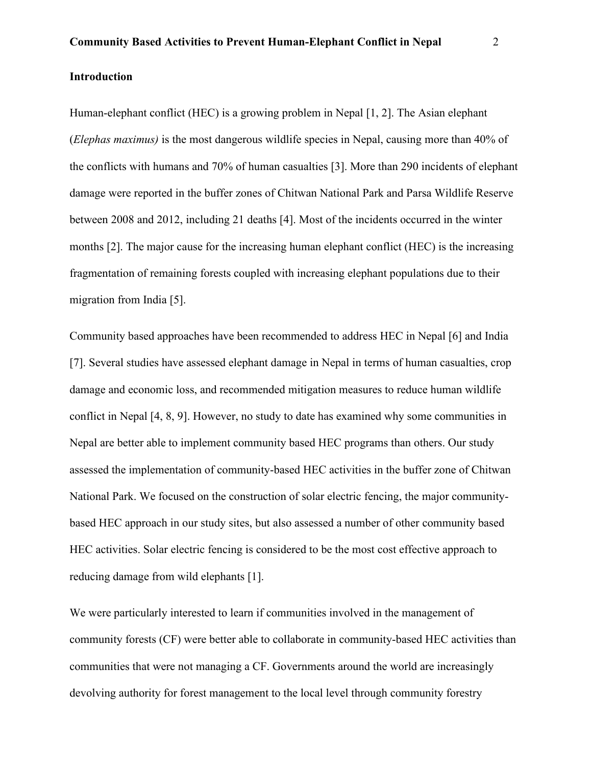## Introduction

Human-elephant conflict (HEC) is a growing problem in Nepal [1, 2]. The Asian elephant (*Elephas maximus)* is the most dangerous wildlife species in Nepal, causing more than 40% of the conflicts with humans and 70% of human casualties [3]. More than 290 incidents of elephant damage were reported in the buffer zones of Chitwan National Park and Parsa Wildlife Reserve between 2008 and 2012, including 21 deaths [4]. Most of the incidents occurred in the winter months [2]. The major cause for the increasing human elephant conflict (HEC) is the increasing fragmentation of remaining forests coupled with increasing elephant populations due to their migration from India [5].

Community based approaches have been recommended to address HEC in Nepal [6] and India [7]. Several studies have assessed elephant damage in Nepal in terms of human casualties, crop damage and economic loss, and recommended mitigation measures to reduce human wildlife conflict in Nepal [4, 8, 9]. However, no study to date has examined why some communities in Nepal are better able to implement community based HEC programs than others. Our study assessed the implementation of community-based HEC activities in the buffer zone of Chitwan National Park. We focused on the construction of solar electric fencing, the major community-based HEC approach in our study sites, but also assessed a number of other community based HEC activities. Solar electric fencing is considered to be the most cost effective approach to reducing damage from wild elephants [1].

We were particularly interested to learn if communities involved in the management of community forests (CF) were better able to collaborate in community-based HEC activities than communities that were not managing a CF. Governments around the world are increasingly devolving authority for forest management to the local level through community forestry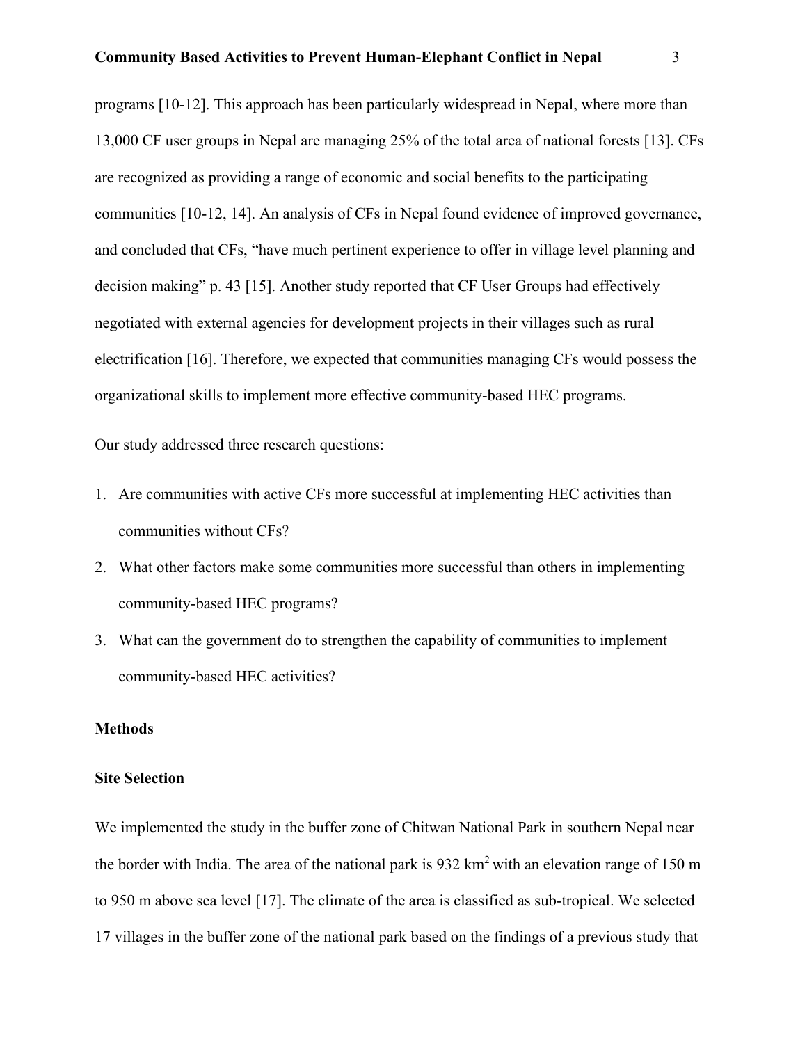programs [10-12]. This approach has been particularly widespread in Nepal, where more than 13,000 CF user groups in Nepal are managing 25% of the total area of national forests [13]. CFs are recognized as providing a range of economic and social benefits to the participating communities [10-12, 14]. An analysis of CFs in Nepal found evidence of improved governance, and concluded that CFs, "have much pertinent experience to offer in village level planning and decision making" p. 43 [15]. Another study reported that CF User Groups had effectively negotiated with external agencies for development projects in their villages such as rural electrification [16]. Therefore, we expected that communities managing CFs would possess the organizational skills to implement more effective community-based HEC programs.

Our study addressed three research questions:

1. Are communities with active CFs more successful at implementing HEC activities than communities without CFs?
2. What other factors make some communities more successful than others in implementing community-based HEC programs?
3. What can the government do to strengthen the capability of communities to implement community-based HEC activities?

## Methods

### Site Selection

We implemented the study in the buffer zone of Chitwan National Park in southern Nepal near the border with India. The area of the national park is 932 $km^2$ with an elevation range of 150 m to 950 m above sea level [17]. The climate of the area is classified as sub-tropical. We selected 17 villages in the buffer zone of the national park based on the findings of a previous study that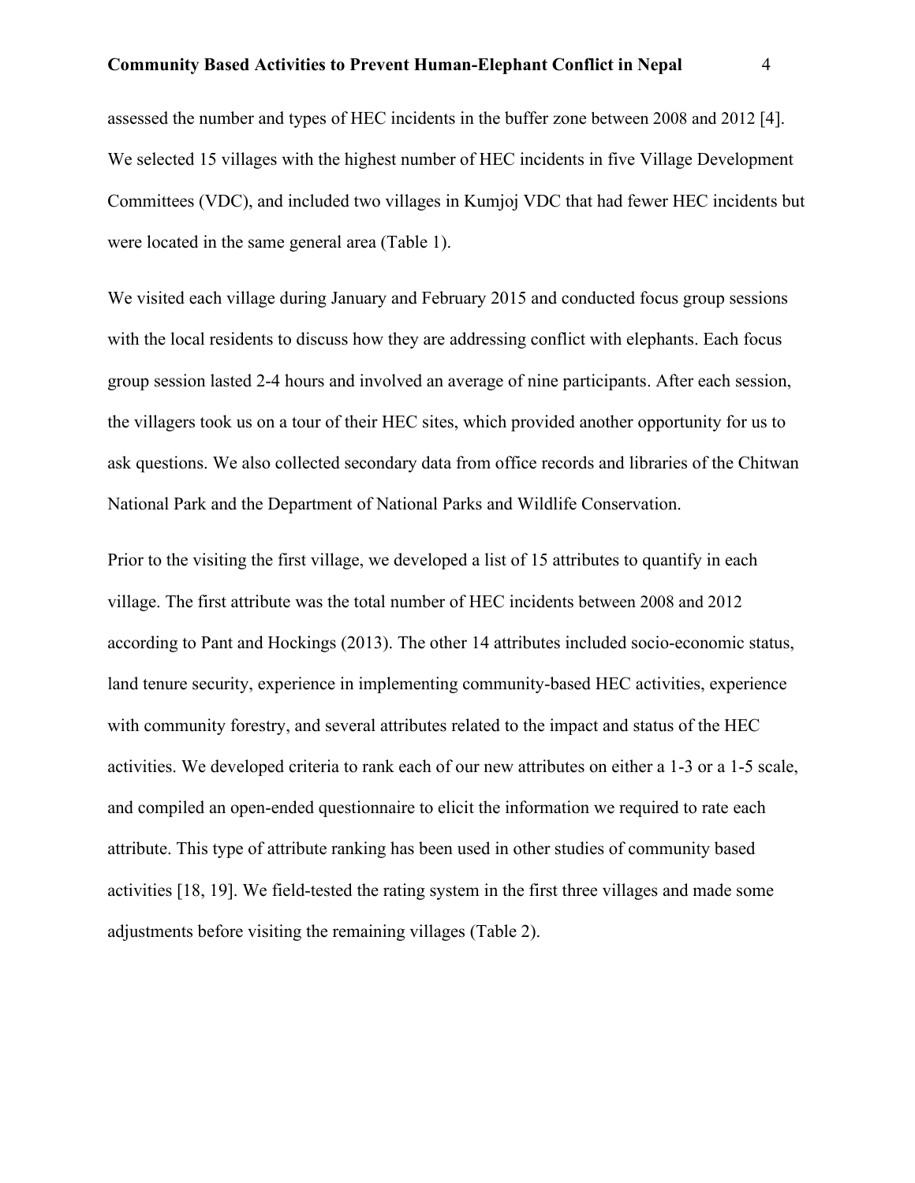assessed the number and types of HEC incidents in the buffer zone between 2008 and 2012 [4]. We selected 15 villages with the highest number of HEC incidents in five Village Development Committees (VDC), and included two villages in Kumjoj VDC that had fewer HEC incidents but were located in the same general area (Table 1).

We visited each village during January and February 2015 and conducted focus group sessions with the local residents to discuss how they are addressing conflict with elephants. Each focus group session lasted 2-4 hours and involved an average of nine participants. After each session, the villagers took us on a tour of their HEC sites, which provided another opportunity for us to ask questions. We also collected secondary data from office records and libraries of the Chitwan National Park and the Department of National Parks and Wildlife Conservation.

Prior to the visiting the first village, we developed a list of 15 attributes to quantify in each village. The first attribute was the total number of HEC incidents between 2008 and 2012 according to Pant and Hockings (2013). The other 14 attributes included socio-economic status, land tenure security, experience in implementing community-based HEC activities, experience with community forestry, and several attributes related to the impact and status of the HEC activities. We developed criteria to rank each of our new attributes on either a 1-3 or a 1-5 scale, and compiled an open-ended questionnaire to elicit the information we required to rate each attribute. This type of attribute ranking has been used in other studies of community based activities [18, 19]. We field-tested the rating system in the first three villages and made some adjustments before visiting the remaining villages (Table 2).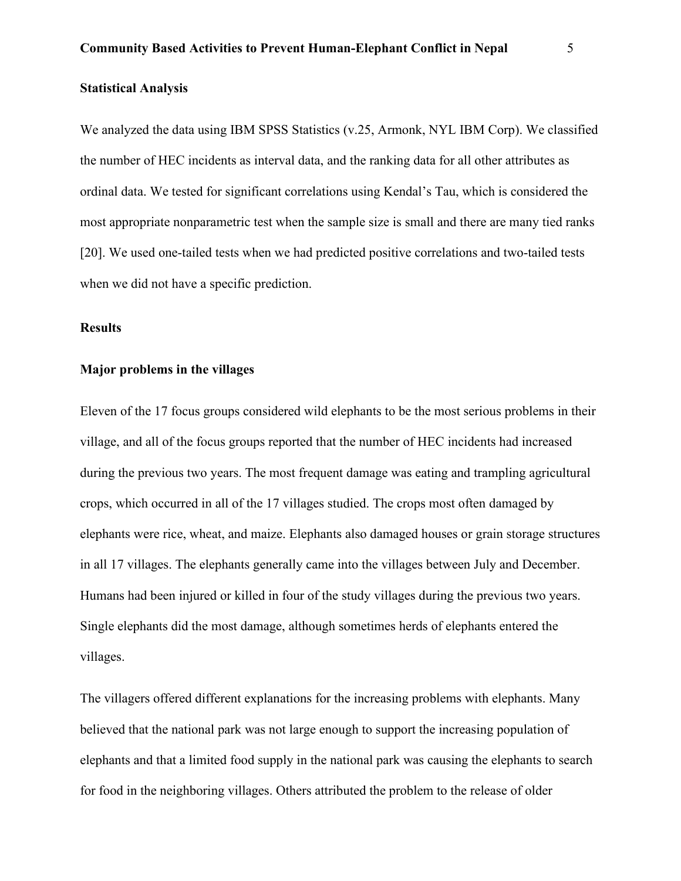## Statistical Analysis

We analyzed the data using IBM SPSS Statistics (v.25, Armonk, NYL IBM Corp). We classified the number of HEC incidents as interval data, and the ranking data for all other attributes as ordinal data. We tested for significant correlations using Kendal's Tau, which is considered the most appropriate nonparametric test when the sample size is small and there are many tied ranks [20]. We used one-tailed tests when we had predicted positive correlations and two-tailed tests when we did not have a specific prediction.

## Results

### Major problems in the villages

Eleven of the 17 focus groups considered wild elephants to be the most serious problems in their village, and all of the focus groups reported that the number of HEC incidents had increased during the previous two years. The most frequent damage was eating and trampling agricultural crops, which occurred in all of the 17 villages studied. The crops most often damaged by elephants were rice, wheat, and maize. Elephants also damaged houses or grain storage structures in all 17 villages. The elephants generally came into the villages between July and December. Humans had been injured or killed in four of the study villages during the previous two years. Single elephants did the most damage, although sometimes herds of elephants entered the villages.

The villagers offered different explanations for the increasing problems with elephants. Many believed that the national park was not large enough to support the increasing population of elephants and that a limited food supply in the national park was causing the elephants to search for food in the neighboring villages. Others attributed the problem to the release of older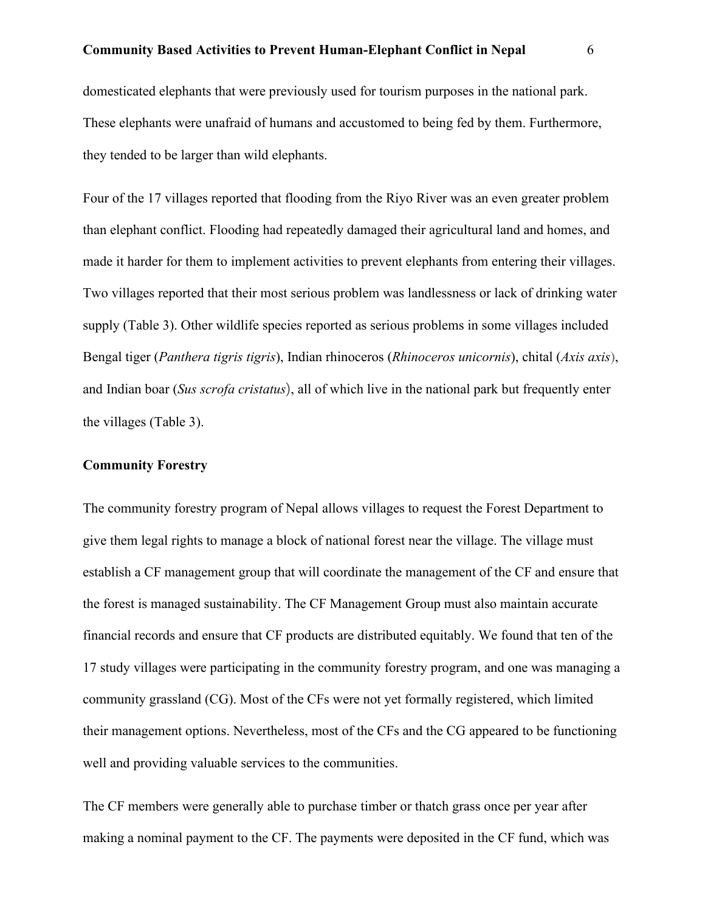domesticated elephants that were previously used for tourism purposes in the national park. These elephants were unafraid of humans and accustomed to being fed by them. Furthermore, they tended to be larger than wild elephants.

Four of the 17 villages reported that flooding from the Riyo River was an even greater problem than elephant conflict. Flooding had repeatedly damaged their agricultural land and homes, and made it harder for them to implement activities to prevent elephants from entering their villages. Two villages reported that their most serious problem was landlessness or lack of drinking water supply (Table 3). Other wildlife species reported as serious problems in some villages included Bengal tiger (*Panthera tigris tigris*), Indian rhinoceros (*Rhinoceros unicornis*), chital (*Axis axis*), and Indian boar (*Sus scrofa cristatus*), all of which live in the national park but frequently enter the villages (Table 3).

**Community Forestry**

The community forestry program of Nepal allows villages to request the Forest Department to give them legal rights to manage a block of national forest near the village. The village must establish a CF management group that will coordinate the management of the CF and ensure that the forest is managed sustainability. The CF Management Group must also maintain accurate financial records and ensure that CF products are distributed equitably. We found that ten of the 17 study villages were participating in the community forestry program, and one was managing a community grassland (CG). Most of the CFs were not yet formally registered, which limited their management options. Nevertheless, most of the CFs and the CG appeared to be functioning well and providing valuable services to the communities.

The CF members were generally able to purchase timber or thatch grass once per year after making a nominal payment to the CF. The payments were deposited in the CF fund, which was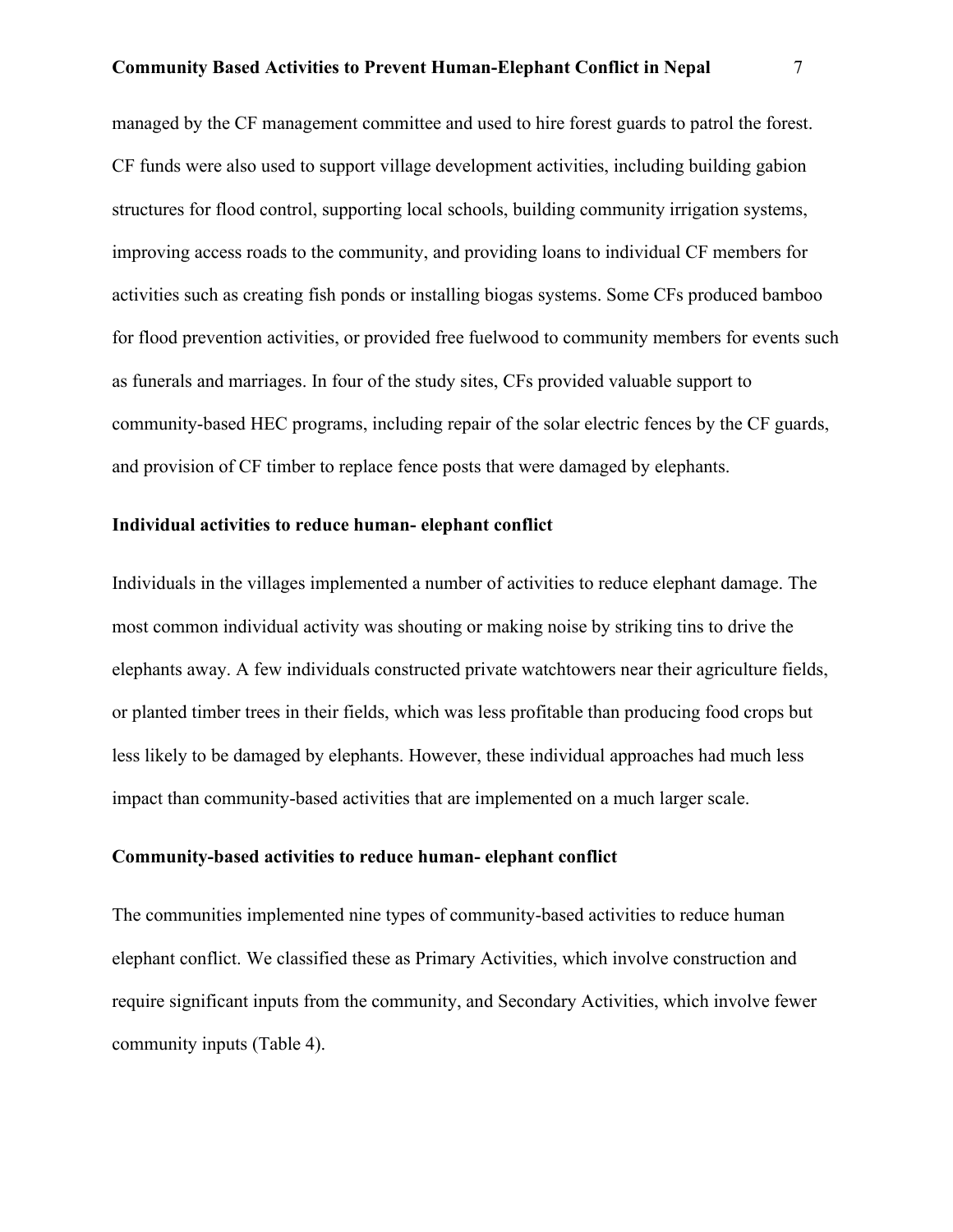managed by the CF management committee and used to hire forest guards to patrol the forest. CF funds were also used to support village development activities, including building gabion structures for flood control, supporting local schools, building community irrigation systems, improving access roads to the community, and providing loans to individual CF members for activities such as creating fish ponds or installing biogas systems. Some CFs produced bamboo for flood prevention activities, or provided free fuelwood to community members for events such as funerals and marriages. In four of the study sites, CFs provided valuable support to community-based HEC programs, including repair of the solar electric fences by the CF guards, and provision of CF timber to replace fence posts that were damaged by elephants.

### Individual activities to reduce human- elephant conflict

Individuals in the villages implemented a number of activities to reduce elephant damage. The most common individual activity was shouting or making noise by striking tins to drive the elephants away. A few individuals constructed private watchtowers near their agriculture fields, or planted timber trees in their fields, which was less profitable than producing food crops but less likely to be damaged by elephants. However, these individual approaches had much less impact than community-based activities that are implemented on a much larger scale.

### Community-based activities to reduce human- elephant conflict

The communities implemented nine types of community-based activities to reduce human elephant conflict. We classified these as Primary Activities, which involve construction and require significant inputs from the community, and Secondary Activities, which involve fewer community inputs (Table 4).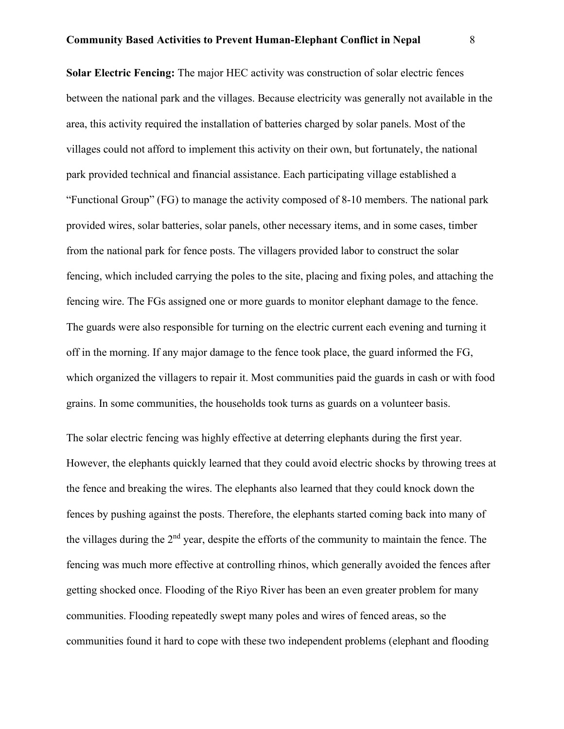**Solar Electric Fencing:** The major HEC activity was construction of solar electric fences between the national park and the villages. Because electricity was generally not available in the area, this activity required the installation of batteries charged by solar panels. Most of the villages could not afford to implement this activity on their own, but fortunately, the national park provided technical and financial assistance. Each participating village established a "Functional Group" (FG) to manage the activity composed of 8-10 members. The national park provided wires, solar batteries, solar panels, other necessary items, and in some cases, timber from the national park for fence posts. The villagers provided labor to construct the solar fencing, which included carrying the poles to the site, placing and fixing poles, and attaching the fencing wire. The FGs assigned one or more guards to monitor elephant damage to the fence. The guards were also responsible for turning on the electric current each evening and turning it off in the morning. If any major damage to the fence took place, the guard informed the FG, which organized the villagers to repair it. Most communities paid the guards in cash or with food grains. In some communities, the households took turns as guards on a volunteer basis.

The solar electric fencing was highly effective at deterring elephants during the first year. However, the elephants quickly learned that they could avoid electric shocks by throwing trees at the fence and breaking the wires. The elephants also learned that they could knock down the fences by pushing against the posts. Therefore, the elephants started coming back into many of the villages during the 2nd year, despite the efforts of the community to maintain the fence. The fencing was much more effective at controlling rhinos, which generally avoided the fences after getting shocked once. Flooding of the Riyo River has been an even greater problem for many communities. Flooding repeatedly swept many poles and wires of fenced areas, so the communities found it hard to cope with these two independent problems (elephant and flooding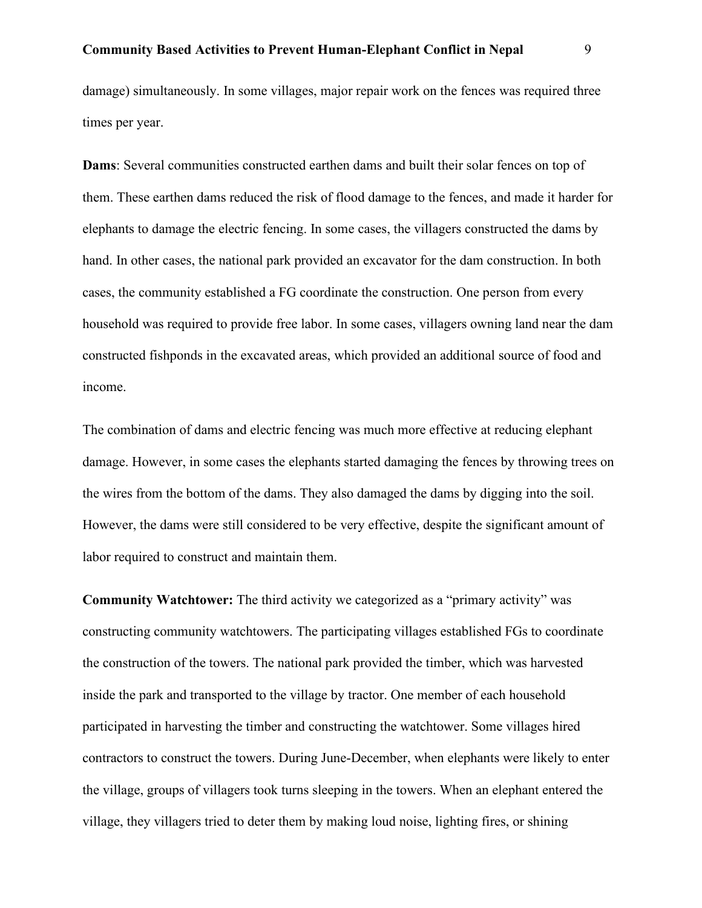damage) simultaneously. In some villages, major repair work on the fences was required three times per year.

**Dams**: Several communities constructed earthen dams and built their solar fences on top of them. These earthen dams reduced the risk of flood damage to the fences, and made it harder for elephants to damage the electric fencing. In some cases, the villagers constructed the dams by hand. In other cases, the national park provided an excavator for the dam construction. In both cases, the community established a FG coordinate the construction. One person from every household was required to provide free labor. In some cases, villagers owning land near the dam constructed fishponds in the excavated areas, which provided an additional source of food and income.

The combination of dams and electric fencing was much more effective at reducing elephant damage. However, in some cases the elephants started damaging the fences by throwing trees on the wires from the bottom of the dams. They also damaged the dams by digging into the soil. However, the dams were still considered to be very effective, despite the significant amount of labor required to construct and maintain them.

**Community Watchtower:** The third activity we categorized as a "primary activity" was constructing community watchtowers. The participating villages established FGs to coordinate the construction of the towers. The national park provided the timber, which was harvested inside the park and transported to the village by tractor. One member of each household participated in harvesting the timber and constructing the watchtower. Some villages hired contractors to construct the towers. During June-December, when elephants were likely to enter the village, groups of villagers took turns sleeping in the towers. When an elephant entered the village, they villagers tried to deter them by making loud noise, lighting fires, or shining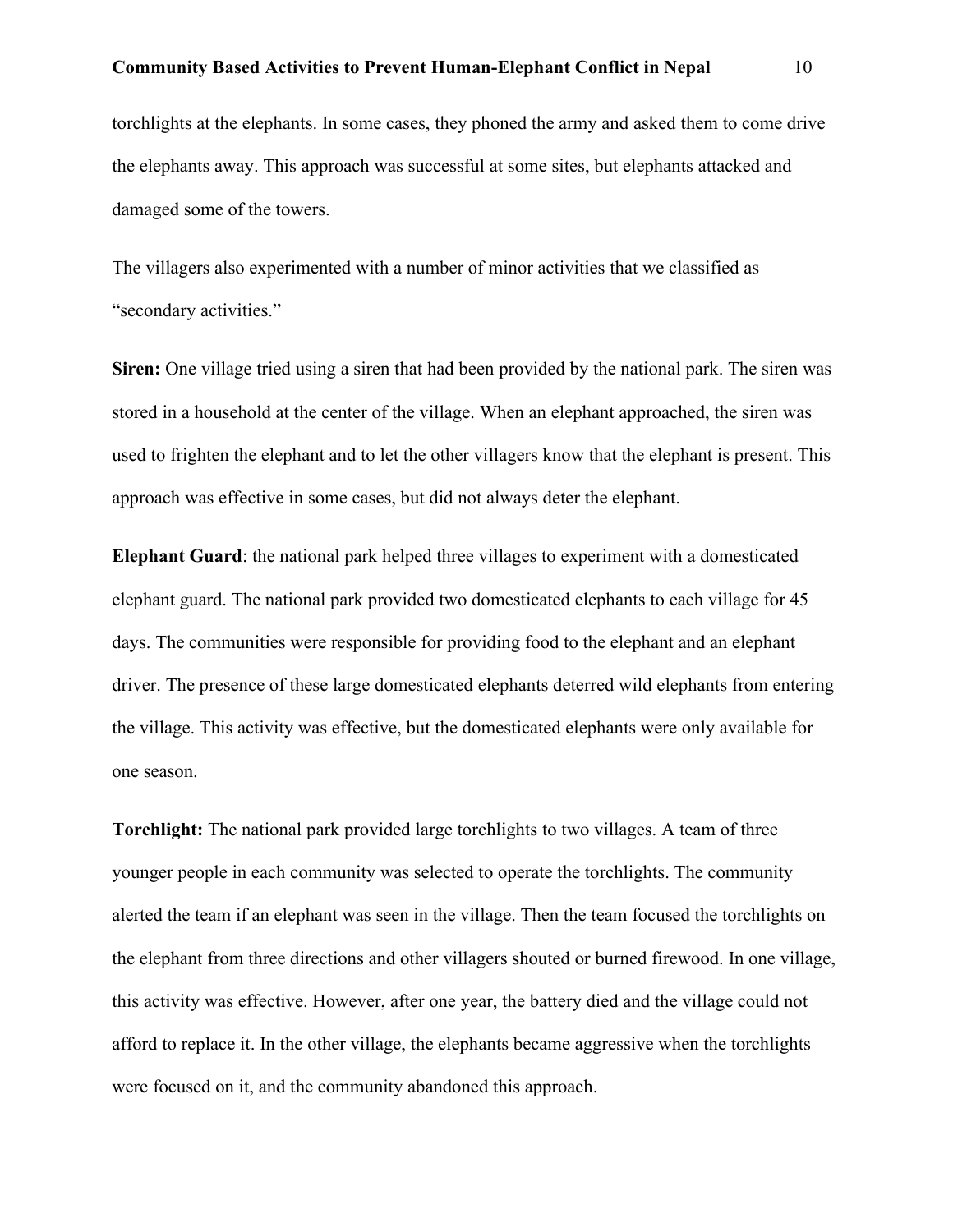torchlights at the elephants. In some cases, they phoned the army and asked them to come drive the elephants away. This approach was successful at some sites, but elephants attacked and damaged some of the towers.

The villagers also experimented with a number of minor activities that we classified as "secondary activities."

**Siren:** One village tried using a siren that had been provided by the national park. The siren was stored in a household at the center of the village. When an elephant approached, the siren was used to frighten the elephant and to let the other villagers know that the elephant is present. This approach was effective in some cases, but did not always deter the elephant.

**Elephant Guard**: the national park helped three villages to experiment with a domesticated elephant guard. The national park provided two domesticated elephants to each village for 45 days. The communities were responsible for providing food to the elephant and an elephant driver. The presence of these large domesticated elephants deterred wild elephants from entering the village. This activity was effective, but the domesticated elephants were only available for one season.

**Torchlight:** The national park provided large torchlights to two villages. A team of three younger people in each community was selected to operate the torchlights. The community alerted the team if an elephant was seen in the village. Then the team focused the torchlights on the elephant from three directions and other villagers shouted or burned firewood. In one village, this activity was effective. However, after one year, the battery died and the village could not afford to replace it. In the other village, the elephants became aggressive when the torchlights were focused on it, and the community abandoned this approach.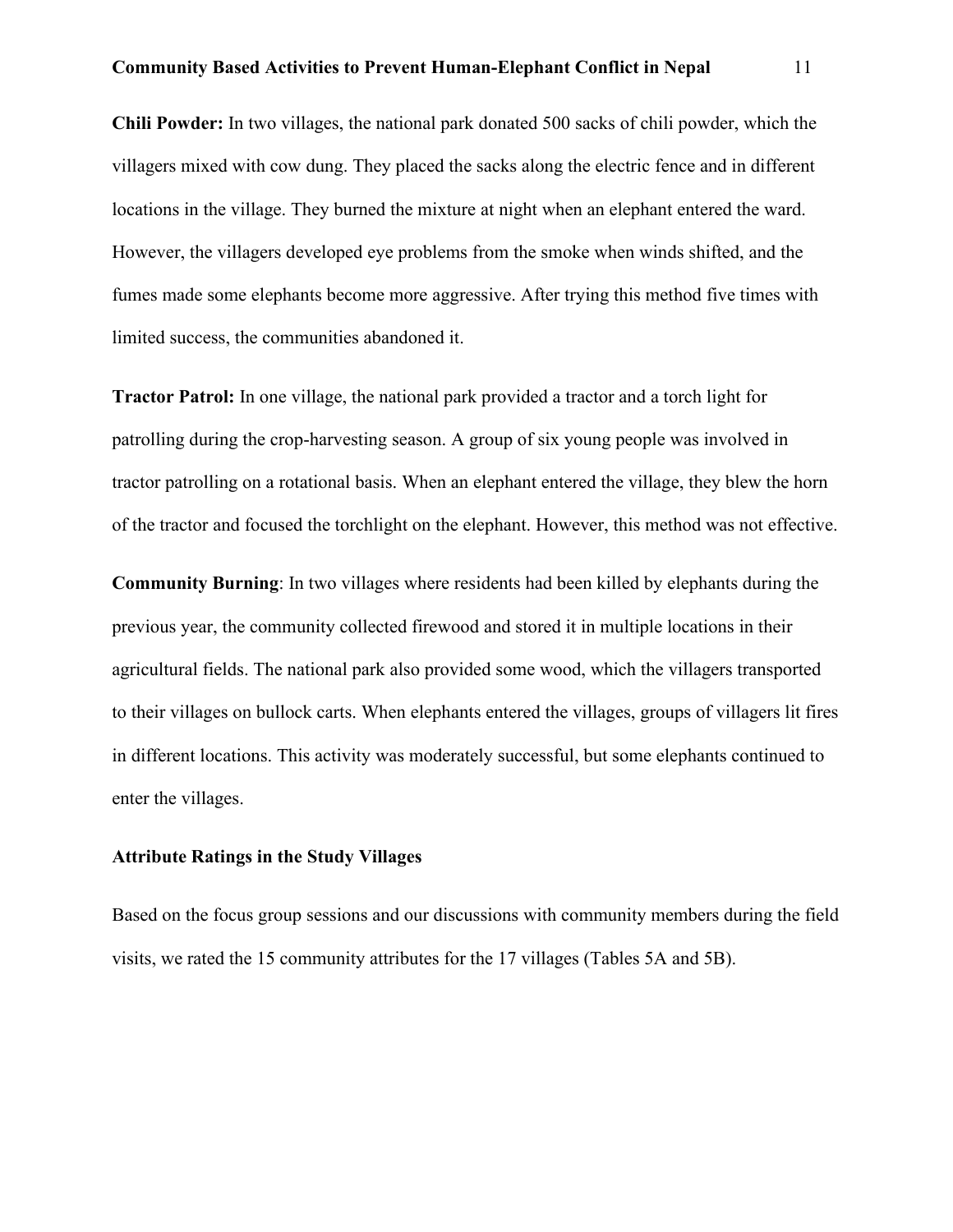**Chili Powder:** In two villages, the national park donated 500 sacks of chili powder, which the villagers mixed with cow dung. They placed the sacks along the electric fence and in different locations in the village. They burned the mixture at night when an elephant entered the ward. However, the villagers developed eye problems from the smoke when winds shifted, and the fumes made some elephants become more aggressive. After trying this method five times with limited success, the communities abandoned it.

**Tractor Patrol:** In one village, the national park provided a tractor and a torch light for patrolling during the crop-harvesting season. A group of six young people was involved in tractor patrolling on a rotational basis. When an elephant entered the village, they blew the horn of the tractor and focused the torchlight on the elephant. However, this method was not effective.

**Community Burning**: In two villages where residents had been killed by elephants during the previous year, the community collected firewood and stored it in multiple locations in their agricultural fields. The national park also provided some wood, which the villagers transported to their villages on bullock carts. When elephants entered the villages, groups of villagers lit fires in different locations. This activity was moderately successful, but some elephants continued to enter the villages.

### Attribute Ratings in the Study Villages

Based on the focus group sessions and our discussions with community members during the field visits, we rated the 15 community attributes for the 17 villages (Tables 5A and 5B).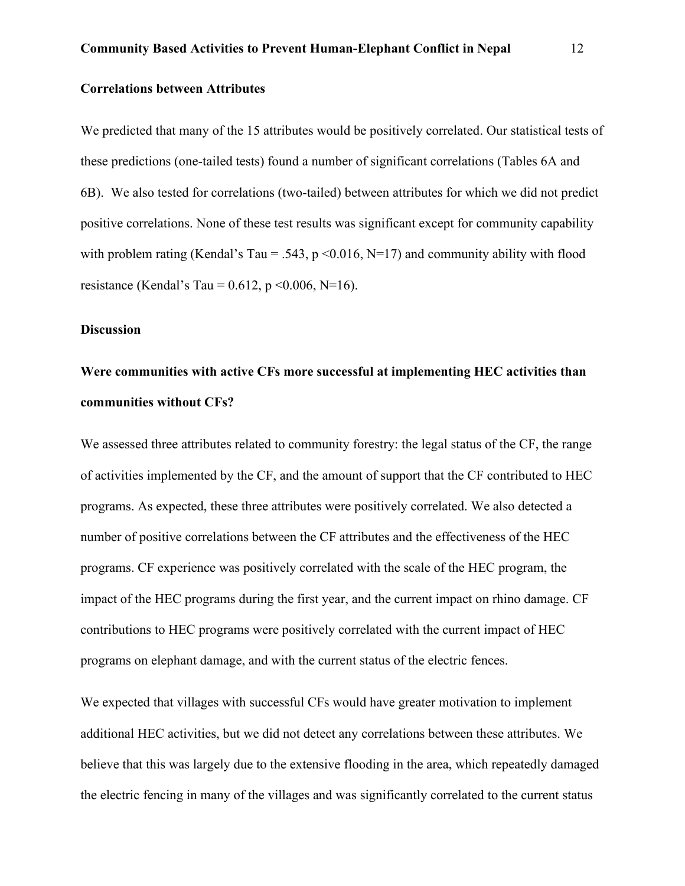### Correlations between Attributes

We predicted that many of the 15 attributes would be positively correlated. Our statistical tests of these predictions (one-tailed tests) found a number of significant correlations (Tables 6A and 6B). We also tested for correlations (two-tailed) between attributes for which we did not predict positive correlations. None of these test results was significant except for community capability with problem rating (Kendal's Tau = .543, $p < 0.016$, N=17) and community ability with flood resistance (Kendal's Tau = 0.612, $p < 0.006$, N=16).

## Discussion

### Were communities with active CFs more successful at implementing HEC activities than communities without CFs?

We assessed three attributes related to community forestry: the legal status of the CF, the range of activities implemented by the CF, and the amount of support that the CF contributed to HEC programs. As expected, these three attributes were positively correlated. We also detected a number of positive correlations between the CF attributes and the effectiveness of the HEC programs. CF experience was positively correlated with the scale of the HEC program, the impact of the HEC programs during the first year, and the current impact on rhino damage. CF contributions to HEC programs were positively correlated with the current impact of HEC programs on elephant damage, and with the current status of the electric fences.

We expected that villages with successful CFs would have greater motivation to implement additional HEC activities, but we did not detect any correlations between these attributes. We believe that this was largely due to the extensive flooding in the area, which repeatedly damaged the electric fencing in many of the villages and was significantly correlated to the current status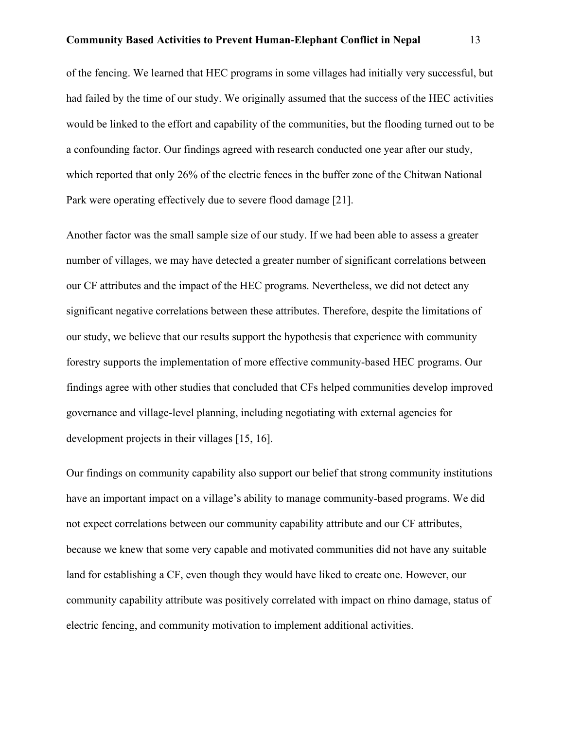of the fencing. We learned that HEC programs in some villages had initially very successful, but had failed by the time of our study. We originally assumed that the success of the HEC activities would be linked to the effort and capability of the communities, but the flooding turned out to be a confounding factor. Our findings agreed with research conducted one year after our study, which reported that only 26% of the electric fences in the buffer zone of the Chitwan National Park were operating effectively due to severe flood damage [21].

Another factor was the small sample size of our study. If we had been able to assess a greater number of villages, we may have detected a greater number of significant correlations between our CF attributes and the impact of the HEC programs. Nevertheless, we did not detect any significant negative correlations between these attributes. Therefore, despite the limitations of our study, we believe that our results support the hypothesis that experience with community forestry supports the implementation of more effective community-based HEC programs. Our findings agree with other studies that concluded that CFs helped communities develop improved governance and village-level planning, including negotiating with external agencies for development projects in their villages [15, 16].

Our findings on community capability also support our belief that strong community institutions have an important impact on a village's ability to manage community-based programs. We did not expect correlations between our community capability attribute and our CF attributes, because we knew that some very capable and motivated communities did not have any suitable land for establishing a CF, even though they would have liked to create one. However, our community capability attribute was positively correlated with impact on rhino damage, status of electric fencing, and community motivation to implement additional activities.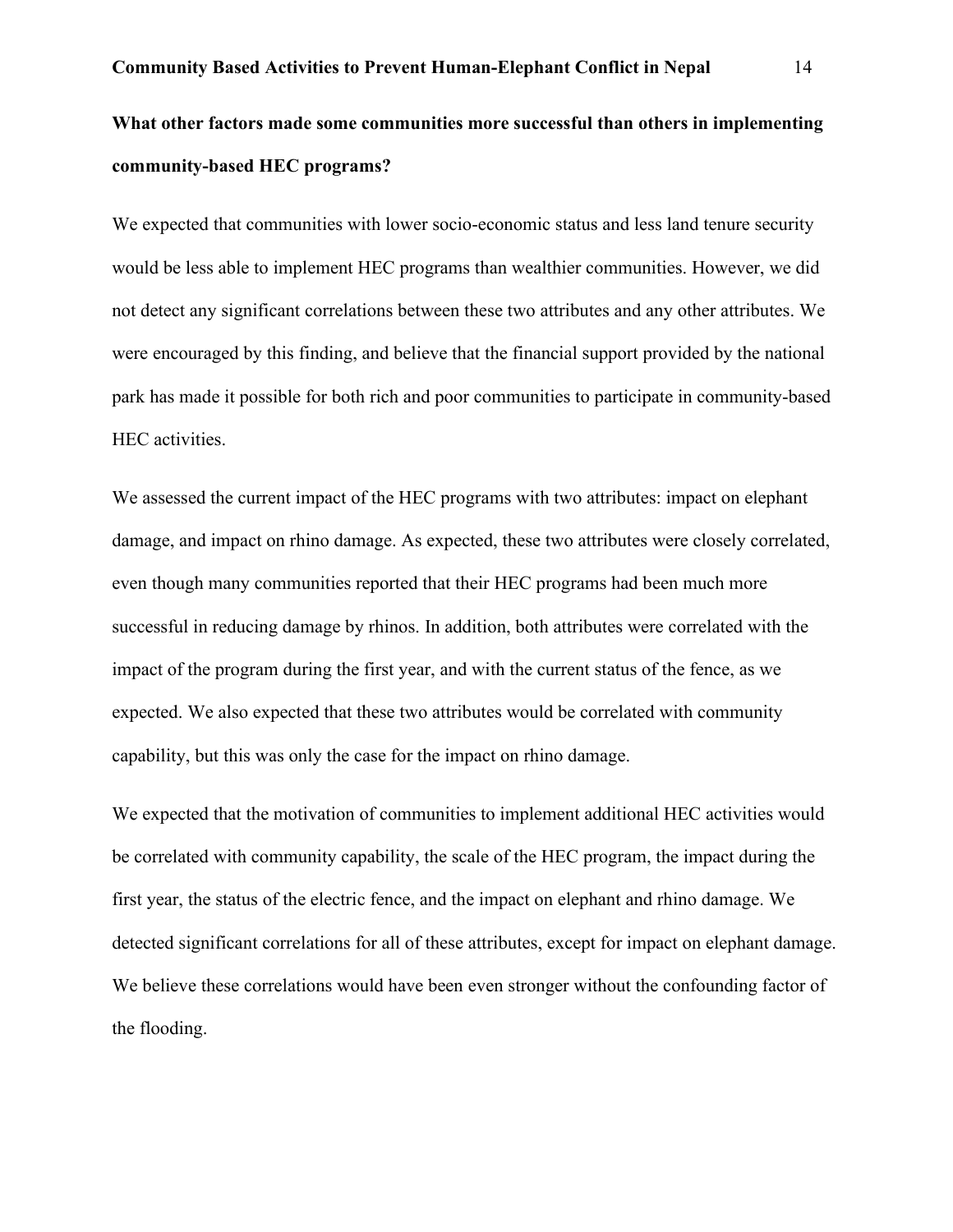### What other factors made some communities more successful than others in implementing community-based HEC programs?

We expected that communities with lower socio-economic status and less land tenure security would be less able to implement HEC programs than wealthier communities. However, we did not detect any significant correlations between these two attributes and any other attributes. We were encouraged by this finding, and believe that the financial support provided by the national park has made it possible for both rich and poor communities to participate in community-based HEC activities.

We assessed the current impact of the HEC programs with two attributes: impact on elephant damage, and impact on rhino damage. As expected, these two attributes were closely correlated, even though many communities reported that their HEC programs had been much more successful in reducing damage by rhinos. In addition, both attributes were correlated with the impact of the program during the first year, and with the current status of the fence, as we expected. We also expected that these two attributes would be correlated with community capability, but this was only the case for the impact on rhino damage.

We expected that the motivation of communities to implement additional HEC activities would be correlated with community capability, the scale of the HEC program, the impact during the first year, the status of the electric fence, and the impact on elephant and rhino damage. We detected significant correlations for all of these attributes, except for impact on elephant damage. We believe these correlations would have been even stronger without the confounding factor of the flooding.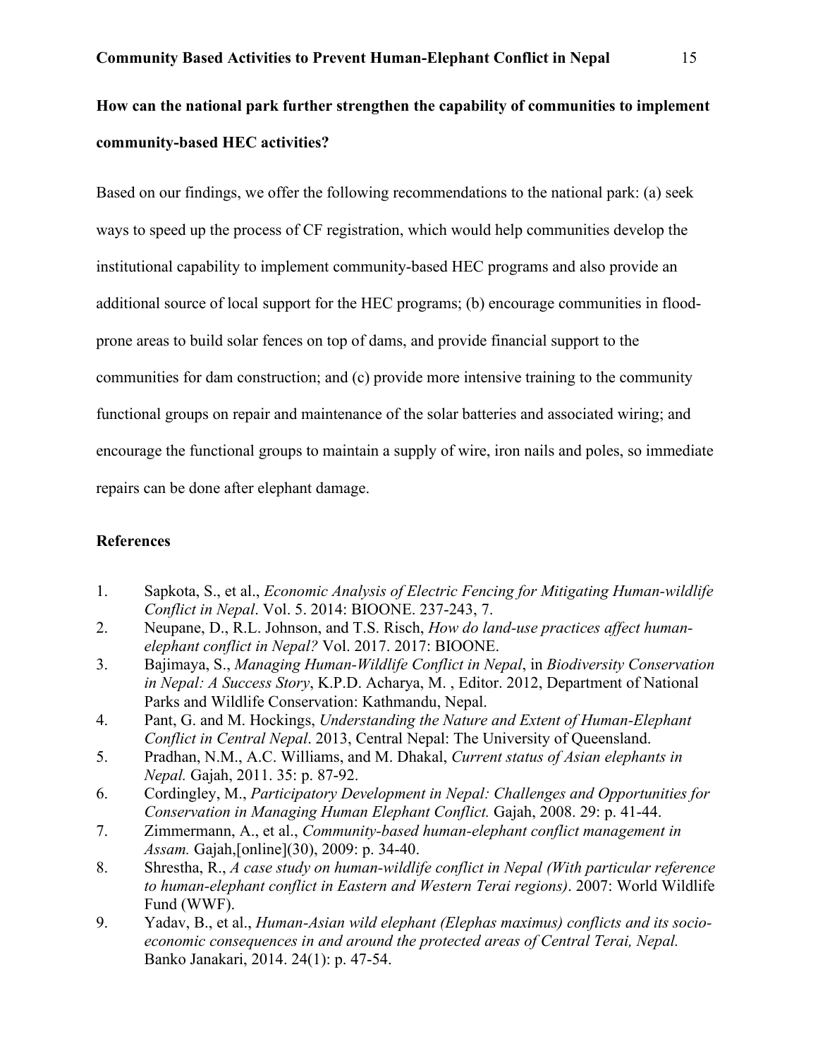**How can the national park further strengthen the capability of communities to implement community-based HEC activities?**

Based on our findings, we offer the following recommendations to the national park: (a) seek ways to speed up the process of CF registration, which would help communities develop the institutional capability to implement community-based HEC programs and also provide an additional source of local support for the HEC programs; (b) encourage communities in flood-prone areas to build solar fences on top of dams, and provide financial support to the communities for dam construction; and (c) provide more intensive training to the community functional groups on repair and maintenance of the solar batteries and associated wiring; and encourage the functional groups to maintain a supply of wire, iron nails and poles, so immediate repairs can be done after elephant damage.

## References

1. Sapkota, S., et al., *Economic Analysis of Electric Fencing for Mitigating Human-wildlife Conflict in Nepal*. Vol. 5. 2014: BIOONE. 237-243, 7.
2. Neupane, D., R.L. Johnson, and T.S. Risch, *How do land-use practices affect human-elephant conflict in Nepal?* Vol. 2017. 2017: BIOONE.
3. Bajimaya, S., *Managing Human-Wildlife Conflict in Nepal*, in *Biodiversity Conservation in Nepal: A Success Story*, K.P.D. Acharya, M. , Editor. 2012, Department of National Parks and Wildlife Conservation: Kathmandu, Nepal.
4. Pant, G. and M. Hockings, *Understanding the Nature and Extent of Human-Elephant Conflict in Central Nepal*. 2013, Central Nepal: The University of Queensland.
5. Pradhan, N.M., A.C. Williams, and M. Dhakal, *Current status of Asian elephants in Nepal.* Gajah, 2011. 35: p. 87-92.
6. Cordingley, M., *Participatory Development in Nepal: Challenges and Opportunities for Conservation in Managing Human Elephant Conflict.* Gajah, 2008. 29: p. 41-44.
7. Zimmermann, A., et al., *Community-based human-elephant conflict management in Assam.* Gajah,[online](30), 2009: p. 34-40.
8. Shrestha, R., *A case study on human-wildlife conflict in Nepal (With particular reference to human-elephant conflict in Eastern and Western Terai regions)*. 2007: World Wildlife Fund (WWF).
9. Yadav, B., et al., *Human-Asian wild elephant (Elephas maximus) conflicts and its socio-economic consequences in and around the protected areas of Central Terai, Nepal.* Banko Janakari, 2014. 24(1): p. 47-54.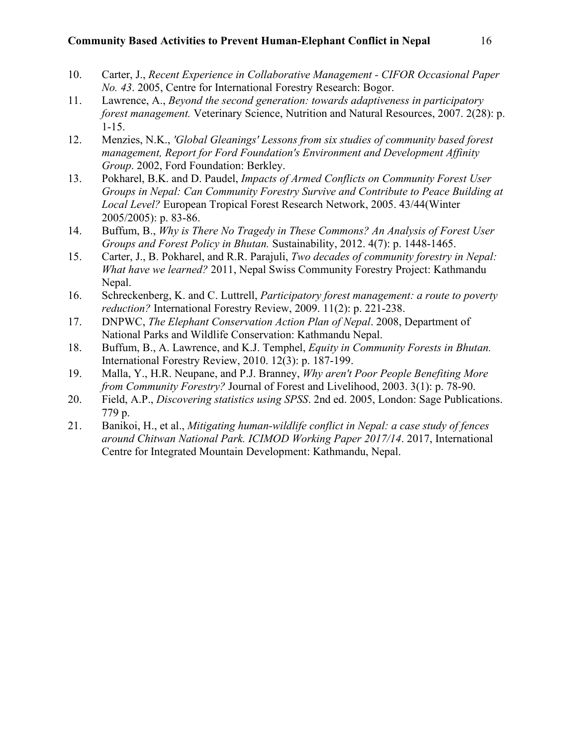10. Carter, J., *Recent Experience in Collaborative Management - CIFOR Occasional Paper No. 43*. 2005, Centre for International Forestry Research: Bogor.
11. Lawrence, A., *Beyond the second generation: towards adaptiveness in participatory forest management.* Veterinary Science, Nutrition and Natural Resources, 2007. 2(28): p. 1-15.
12. Menzies, N.K., *'Global Gleanings' Lessons from six studies of community based forest management, Report for Ford Foundation's Environment and Development Affinity Group*. 2002, Ford Foundation: Berkley.
13. Pokharel, B.K. and D. Paudel, *Impacts of Armed Conflicts on Community Forest User Groups in Nepal: Can Community Forestry Survive and Contribute to Peace Building at Local Level?* European Tropical Forest Research Network, 2005. 43/44(Winter 2005/2005): p. 83-86.
14. Buffum, B., *Why is There No Tragedy in These Commons? An Analysis of Forest User Groups and Forest Policy in Bhutan.* Sustainability, 2012. 4(7): p. 1448-1465.
15. Carter, J., B. Pokharel, and R.R. Parajuli, *Two decades of community forestry in Nepal: What have we learned?* 2011, Nepal Swiss Community Forestry Project: Kathmandu Nepal.
16. Schreckenberg, K. and C. Luttrell, *Participatory forest management: a route to poverty reduction?* International Forestry Review, 2009. 11(2): p. 221-238.
17. DNPWC, *The Elephant Conservation Action Plan of Nepal*. 2008, Department of National Parks and Wildlife Conservation: Kathmandu Nepal.
18. Buffum, B., A. Lawrence, and K.J. Temphel, *Equity in Community Forests in Bhutan.* International Forestry Review, 2010. 12(3): p. 187-199.
19. Malla, Y., H.R. Neupane, and P.J. Branney, *Why aren't Poor People Benefiting More from Community Forestry?* Journal of Forest and Livelihood, 2003. 3(1): p. 78-90.
20. Field, A.P., *Discovering statistics using SPSS*. 2nd ed. 2005, London: Sage Publications. 779 p.
21. Banikoi, H., et al., *Mitigating human-wildlife conflict in Nepal: a case study of fences around Chitwan National Park. ICIMOD Working Paper 2017/14*. 2017, International Centre for Integrated Mountain Development: Kathmandu, Nepal.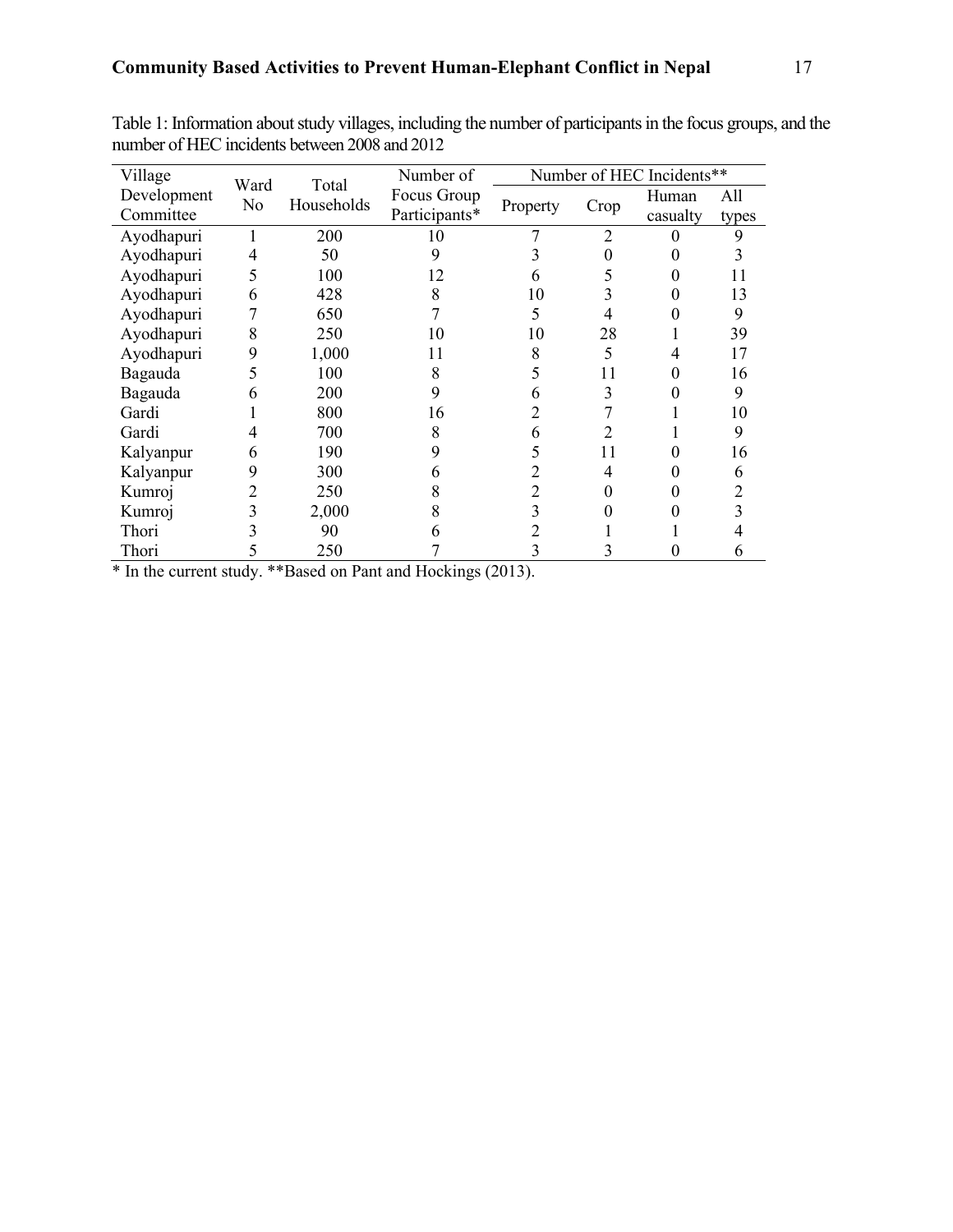Table 1: Information about study villages, including the number of participants in the focus groups, and the number of HEC incidents between 2008 and 2012

| Village Development Committee | Ward No | Total Households | Number of Focus Group Participants* | Number of HEC Incidents** | | | |
|---|---|---|---|---|---|---|---|
| | | | | Property | Crop | Human casualty | All types |
| Ayodhapuri | 1 | 200 | 10 | 7 | 2 | 0 | 9 |
| Ayodhapuri | 4 | 50 | 9 | 3 | 0 | 0 | 3 |
| Ayodhapuri | 5 | 100 | 12 | 6 | 5 | 0 | 11 |
| Ayodhapuri | 6 | 428 | 8 | 10 | 3 | 0 | 13 |
| Ayodhapuri | 7 | 650 | 7 | 5 | 4 | 0 | 9 |
| Ayodhapuri | 8 | 250 | 10 | 10 | 28 | 1 | 39 |
| Ayodhapuri | 9 | 1,000 | 11 | 8 | 5 | 4 | 17 |
| Bagauda | 5 | 100 | 8 | 5 | 11 | 0 | 16 |
| Bagauda | 6 | 200 | 9 | 6 | 3 | 0 | 9 |
| Gardi | 1 | 800 | 16 | 2 | 7 | 1 | 10 |
| Gardi | 4 | 700 | 8 | 6 | 2 | 1 | 9 |
| Kalyanpur | 6 | 190 | 9 | 5 | 11 | 0 | 16 |
| Kalyanpur | 9 | 300 | 6 | 2 | 4 | 0 | 6 |
| Kumroj | 2 | 250 | 8 | 2 | 0 | 0 | 2 |
| Kumroj | 3 | 2,000 | 8 | 3 | 0 | 0 | 3 |
| Thori | 3 | 90 | 6 | 2 | 1 | 1 | 4 |
| Thori | 5 | 250 | 7 | 3 | 3 | 0 | 6 |

* In the current study. **Based on Pant and Hockings (2013).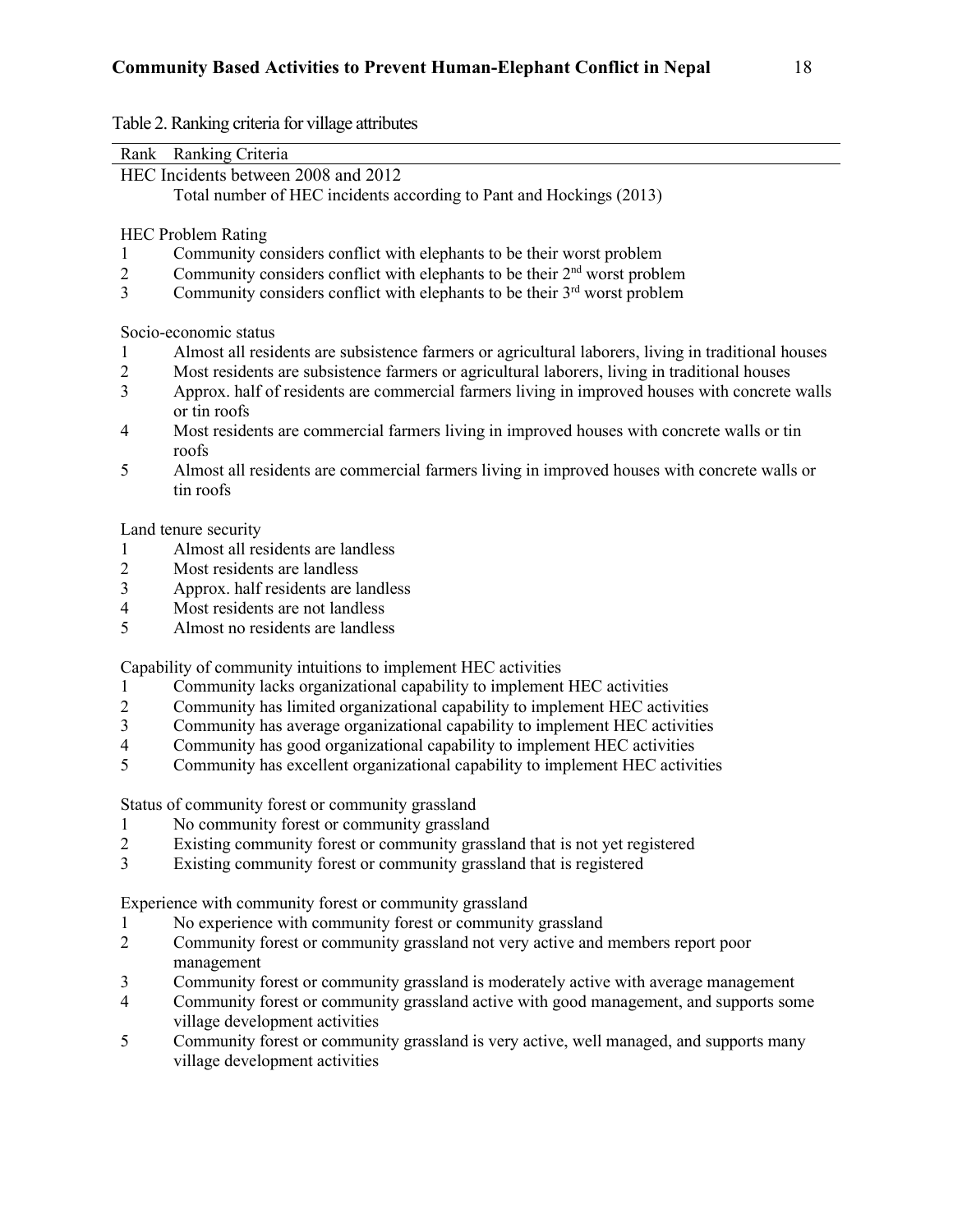Table 2. Ranking criteria for village attributes

| Rank | Ranking Criteria |
|---|---|
| **HEC Incidents between 2008 and 2012** | |
| | Total number of HEC incidents according to Pant and Hockings (2013) |
| **HEC Problem Rating** | |
| 1 | Community considers conflict with elephants to be their worst problem |
| 2 | Community considers conflict with elephants to be their 2nd worst problem |
| 3 | Community considers conflict with elephants to be their 3rd worst problem |
| **Socio-economic status** | |
| 1 | Almost all residents are subsistence farmers or agricultural laborers, living in traditional houses |
| 2 | Most residents are subsistence farmers or agricultural laborers, living in traditional houses |
| 3 | Approx. half of residents are commercial farmers living in improved houses with concrete walls or tin roofs |
| 4 | Most residents are commercial farmers living in improved houses with concrete walls or tin roofs |
| 5 | Almost all residents are commercial farmers living in improved houses with concrete walls or tin roofs |
| **Land tenure security** | |
| 1 | Almost all residents are landless |
| 2 | Most residents are landless |
| 3 | Approx. half residents are landless |
| 4 | Most residents are not landless |
| 5 | Almost no residents are landless |
| **Capability of community intuitions to implement HEC activities** | |
| 1 | Community lacks organizational capability to implement HEC activities |
| 2 | Community has limited organizational capability to implement HEC activities |
| 3 | Community has average organizational capability to implement HEC activities |
| 4 | Community has good organizational capability to implement HEC activities |
| 5 | Community has excellent organizational capability to implement HEC activities |
| **Status of community forest or community grassland** | |
| 1 | No community forest or community grassland |
| 2 | Existing community forest or community grassland that is not yet registered |
| 3 | Existing community forest or community grassland that is registered |
| **Experience with community forest or community grassland** | |
| 1 | No experience with community forest or community grassland |
| 2 | Community forest or community grassland not very active and members report poor management |
| 3 | Community forest or community grassland is moderately active with average management |
| 4 | Community forest or community grassland active with good management, and supports some village development activities |
| 5 | Community forest or community grassland is very active, well managed, and supports many village development activities |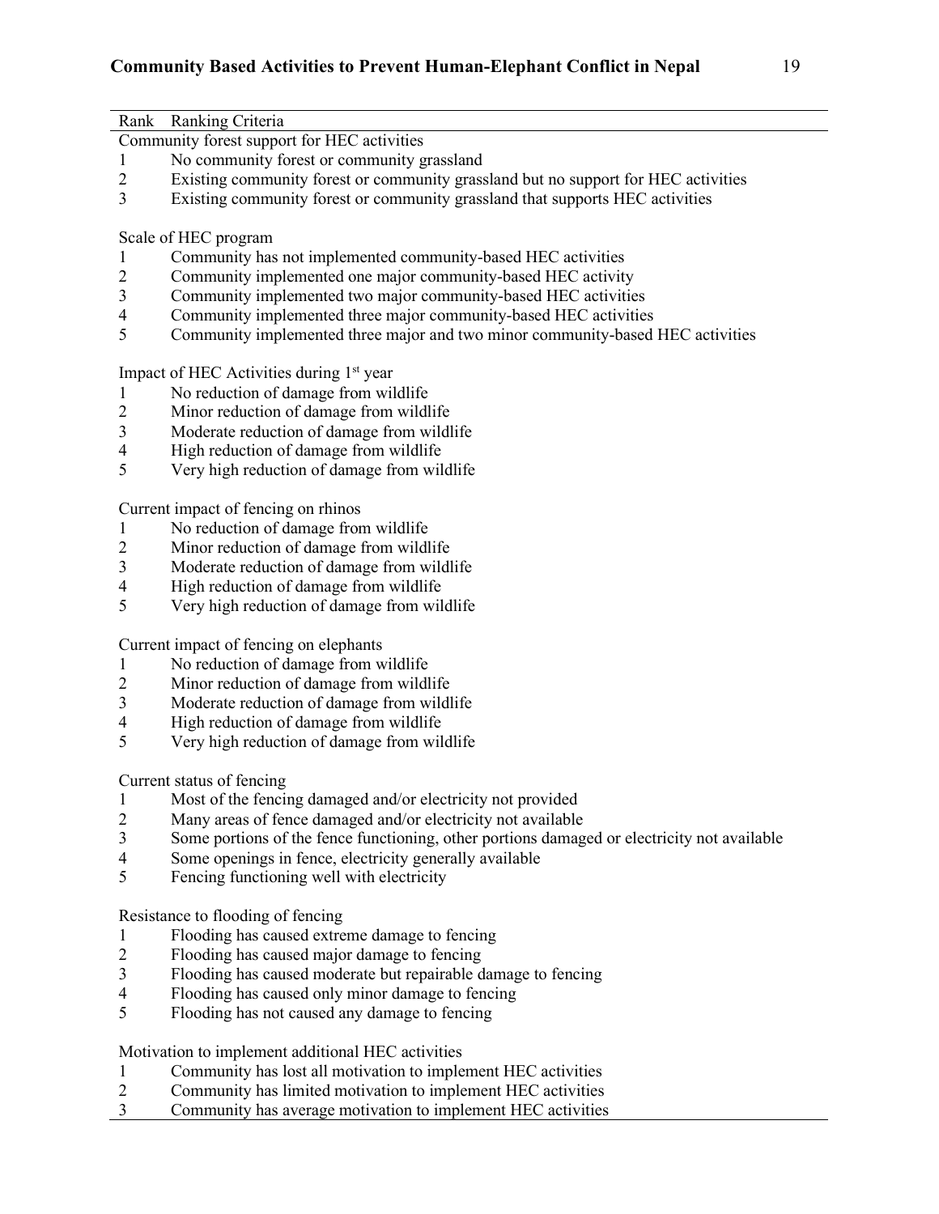| Rank | Ranking Criteria |
|---|---|
| Community forest support for HEC activities | |
| 1 | No community forest or community grassland |
| 2 | Existing community forest or community grassland but no support for HEC activities |
| 3 | Existing community forest or community grassland that supports HEC activities |
| Scale of HEC program | |
| 1 | Community has not implemented community-based HEC activities |
| 2 | Community implemented one major community-based HEC activity |
| 3 | Community implemented two major community-based HEC activities |
| 4 | Community implemented three major community-based HEC activities |
| 5 | Community implemented three major and two minor community-based HEC activities |
| Impact of HEC Activities during 1st year | |
| 1 | No reduction of damage from wildlife |
| 2 | Minor reduction of damage from wildlife |
| 3 | Moderate reduction of damage from wildlife |
| 4 | High reduction of damage from wildlife |
| 5 | Very high reduction of damage from wildlife |
| Current impact of fencing on rhinos | |
| 1 | No reduction of damage from wildlife |
| 2 | Minor reduction of damage from wildlife |
| 3 | Moderate reduction of damage from wildlife |
| 4 | High reduction of damage from wildlife |
| 5 | Very high reduction of damage from wildlife |
| Current impact of fencing on elephants | |
| 1 | No reduction of damage from wildlife |
| 2 | Minor reduction of damage from wildlife |
| 3 | Moderate reduction of damage from wildlife |
| 4 | High reduction of damage from wildlife |
| 5 | Very high reduction of damage from wildlife |
| Current status of fencing | |
| 1 | Most of the fencing damaged and/or electricity not provided |
| 2 | Many areas of fence damaged and/or electricity not available |
| 3 | Some portions of the fence functioning, other portions damaged or electricity not available |
| 4 | Some openings in fence, electricity generally available |
| 5 | Fencing functioning well with electricity |
| Resistance to flooding of fencing | |
| 1 | Flooding has caused extreme damage to fencing |
| 2 | Flooding has caused major damage to fencing |
| 3 | Flooding has caused moderate but repairable damage to fencing |
| 4 | Flooding has caused only minor damage to fencing |
| 5 | Flooding has not caused any damage to fencing |
| Motivation to implement additional HEC activities | |
| 1 | Community has lost all motivation to implement HEC activities |
| 2 | Community has limited motivation to implement HEC activities |
| 3 | Community has average motivation to implement HEC activities |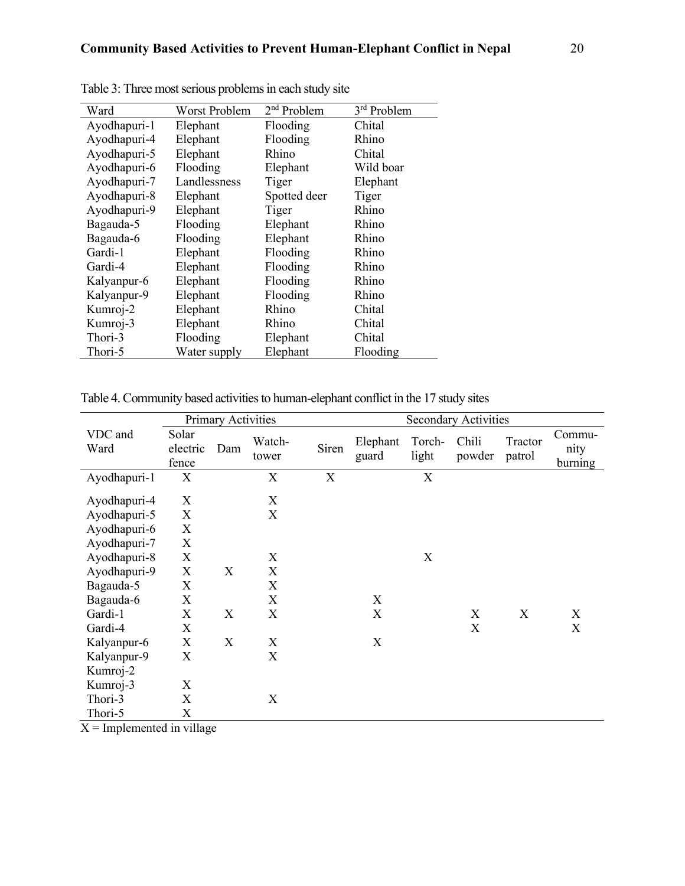Table 3: Three most serious problems in each study site

| Ward | Worst Problem | 2nd Problem | 3rd Problem |
|---|---|---|---|
| Ayodhapuri-1 | Elephant | Flooding | Chital |
| Ayodhapuri-4 | Elephant | Flooding | Rhino |
| Ayodhapuri-5 | Elephant | Rhino | Chital |
| Ayodhapuri-6 | Flooding | Elephant | Wild boar |
| Ayodhapuri-7 | Landlessness | Tiger | Elephant |
| Ayodhapuri-8 | Elephant | Spotted deer | Tiger |
| Ayodhapuri-9 | Elephant | Tiger | Rhino |
| Bagauda-5 | Flooding | Elephant | Rhino |
| Bagauda-6 | Flooding | Elephant | Rhino |
| Gardi-1 | Elephant | Flooding | Rhino |
| Gardi-4 | Elephant | Flooding | Rhino |
| Kalyanpur-6 | Elephant | Flooding | Rhino |
| Kalyanpur-9 | Elephant | Flooding | Rhino |
| Kumroj-2 | Elephant | Rhino | Chital |
| Kumroj-3 | Elephant | Rhino | Chital |
| Thori-3 | Flooding | Elephant | Chital |
| Thori-5 | Water supply | Elephant | Flooding |

Table 4. Community based activities to human-elephant conflict in the 17 study sites

| VDC and Ward | Primary Activities | | | Secondary Activities | | | | | |
|---|---|---|---|---|---|---|---|---|---|
| | Solar electric fence | Dam | Watch-tower | Siren | Elephant guard | Torch-light | Chili powder | Tractor patrol | Commu-nity burning |
| Ayodhapuri-1 | X | | X | X | | X | | | |
| Ayodhapuri-4 | X | | X | | | | | | |
| Ayodhapuri-5 | X | | X | | | | | | |
| Ayodhapuri-6 | X | | | | | | | | |
| Ayodhapuri-7 | X | | | | | | | | |
| Ayodhapuri-8 | X | | X | | | X | | | |
| Ayodhapuri-9 | X | X | X | | | | | | |
| Bagauda-5 | X | | X | | | | | | |
| Bagauda-6 | X | | X | | X | | | | |
| Gardi-1 | X | X | X | | X | | X | X | X |
| Gardi-4 | X | | | | | | X | | X |
| Kalyanpur-6 | X | X | X | | X | | | | |
| Kalyanpur-9 | X | | X | | | | | | |
| Kumroj-2 | | | | | | | | | |
| Kumroj-3 | X | | | | | | | | |
| Thori-3 | X | | X | | | | | | |
| Thori-5 | X | | | | | | | | |

X = Implemented in village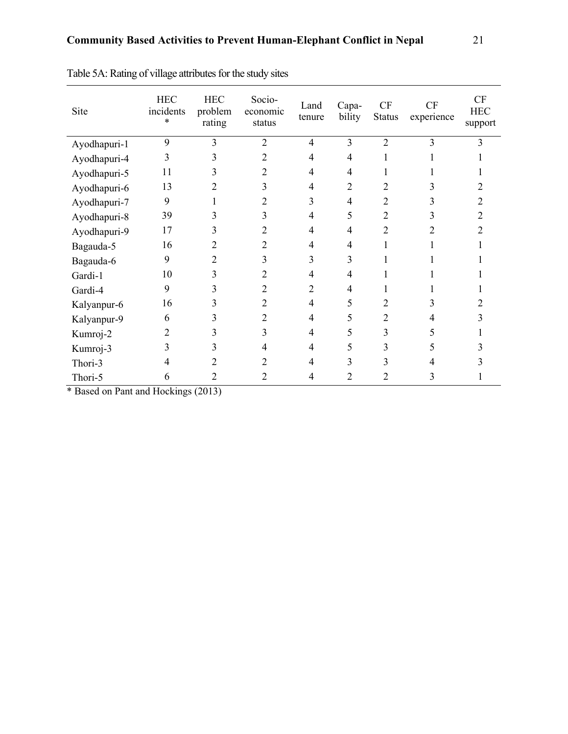Table 5A: Rating of village attributes for the study sites

| Site | HEC incidents * | HEC problem rating | Socio-economic status | Land tenure | Capa-bility | CF Status | CF experience | CF HEC support |
|---|---|---|---|---|---|---|---|---|
| Ayodhapuri-1 | 9 | 3 | 2 | 4 | 3 | 2 | 3 | 3 |
| Ayodhapuri-4 | 3 | 3 | 2 | 4 | 4 | 1 | 1 | 1 |
| Ayodhapuri-5 | 11 | 3 | 2 | 4 | 4 | 1 | 1 | 1 |
| Ayodhapuri-6 | 13 | 2 | 3 | 4 | 2 | 2 | 3 | 2 |
| Ayodhapuri-7 | 9 | 1 | 2 | 3 | 4 | 2 | 3 | 2 |
| Ayodhapuri-8 | 39 | 3 | 3 | 4 | 5 | 2 | 3 | 2 |
| Ayodhapuri-9 | 17 | 3 | 2 | 4 | 4 | 2 | 2 | 2 |
| Bagauda-5 | 16 | 2 | 2 | 4 | 4 | 1 | 1 | 1 |
| Bagauda-6 | 9 | 2 | 3 | 3 | 3 | 1 | 1 | 1 |
| Gardi-1 | 10 | 3 | 2 | 4 | 4 | 1 | 1 | 1 |
| Gardi-4 | 9 | 3 | 2 | 2 | 4 | 1 | 1 | 1 |
| Kalyanpur-6 | 16 | 3 | 2 | 4 | 5 | 2 | 3 | 2 |
| Kalyanpur-9 | 6 | 3 | 2 | 4 | 5 | 2 | 4 | 3 |
| Kumroj-2 | 2 | 3 | 3 | 4 | 5 | 3 | 5 | 1 |
| Kumroj-3 | 3 | 3 | 4 | 4 | 5 | 3 | 5 | 3 |
| Thori-3 | 4 | 2 | 2 | 4 | 3 | 3 | 4 | 3 |
| Thori-5 | 6 | 2 | 2 | 4 | 2 | 2 | 3 | 1 |

* Based on Pant and Hockings (2013)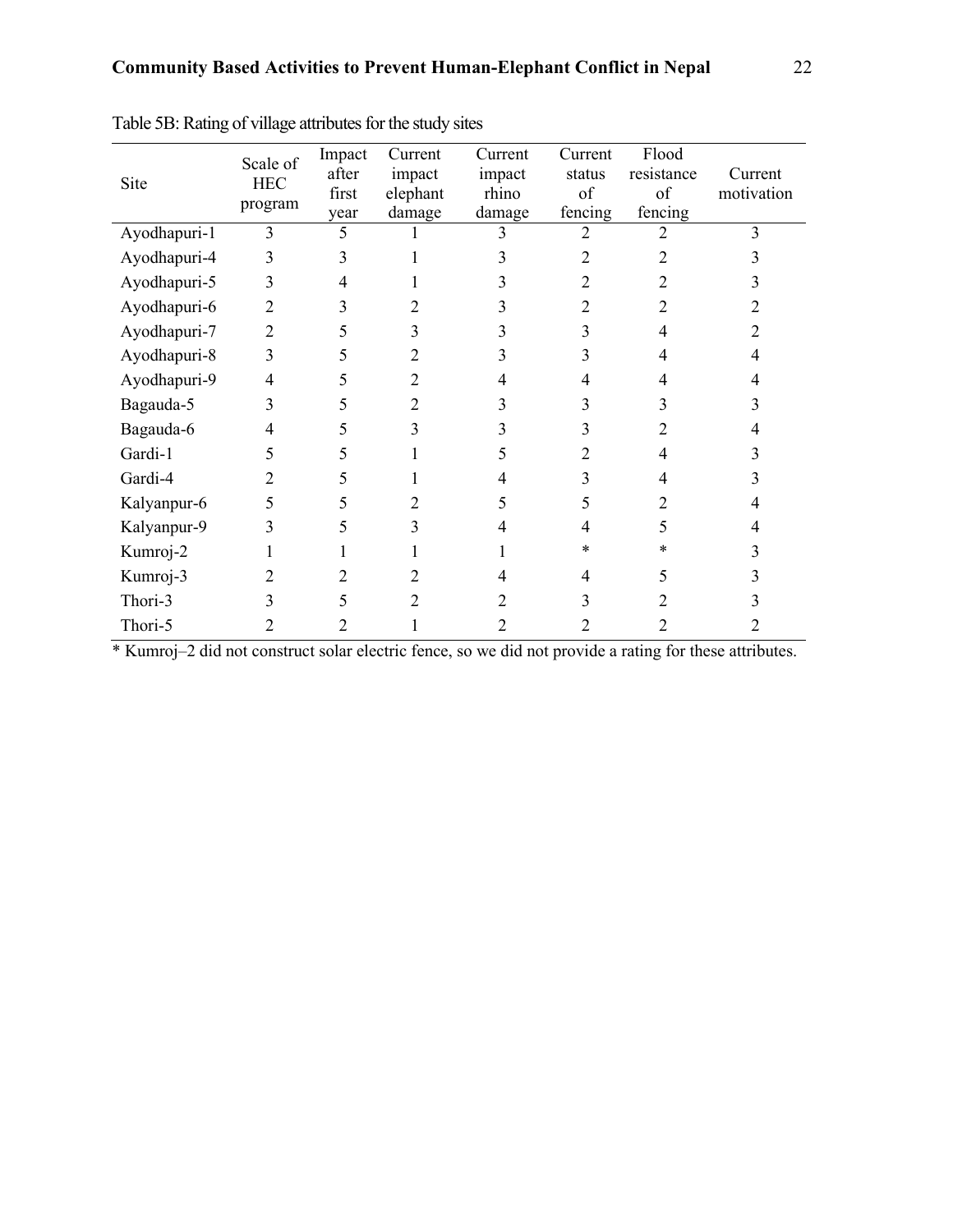Table 5B: Rating of village attributes for the study sites

| Site | Scale of HEC program | Impact after first year | Current impact elephant damage | Current impact rhino damage | Current status of fencing | Flood resistance of fencing | Current motivation |
|---|---|---|---|---|---|---|---|
| Ayodhapuri-1 | 3 | 5 | 1 | 3 | 2 | 2 | 3 |
| Ayodhapuri-4 | 3 | 3 | 1 | 3 | 2 | 2 | 3 |
| Ayodhapuri-5 | 3 | 4 | 1 | 3 | 2 | 2 | 3 |
| Ayodhapuri-6 | 2 | 3 | 2 | 3 | 2 | 2 | 2 |
| Ayodhapuri-7 | 2 | 5 | 3 | 3 | 3 | 4 | 2 |
| Ayodhapuri-8 | 3 | 5 | 2 | 3 | 3 | 4 | 4 |
| Ayodhapuri-9 | 4 | 5 | 2 | 4 | 4 | 4 | 4 |
| Bagauda-5 | 3 | 5 | 2 | 3 | 3 | 3 | 3 |
| Bagauda-6 | 4 | 5 | 3 | 3 | 3 | 2 | 4 |
| Gardi-1 | 5 | 5 | 1 | 5 | 2 | 4 | 3 |
| Gardi-4 | 2 | 5 | 1 | 4 | 3 | 4 | 3 |
| Kalyanpur-6 | 5 | 5 | 2 | 5 | 5 | 2 | 4 |
| Kalyanpur-9 | 3 | 5 | 3 | 4 | 4 | 5 | 4 |
| Kumroj-2 | 1 | 1 | 1 | 1 | * | * | 3 |
| Kumroj-3 | 2 | 2 | 2 | 4 | 4 | 5 | 3 |
| Thori-3 | 3 | 5 | 2 | 2 | 3 | 2 | 3 |
| Thori-5 | 2 | 2 | 1 | 2 | 2 | 2 | 2 |

* Kumroj–2 did not construct solar electric fence, so we did not provide a rating for these attributes.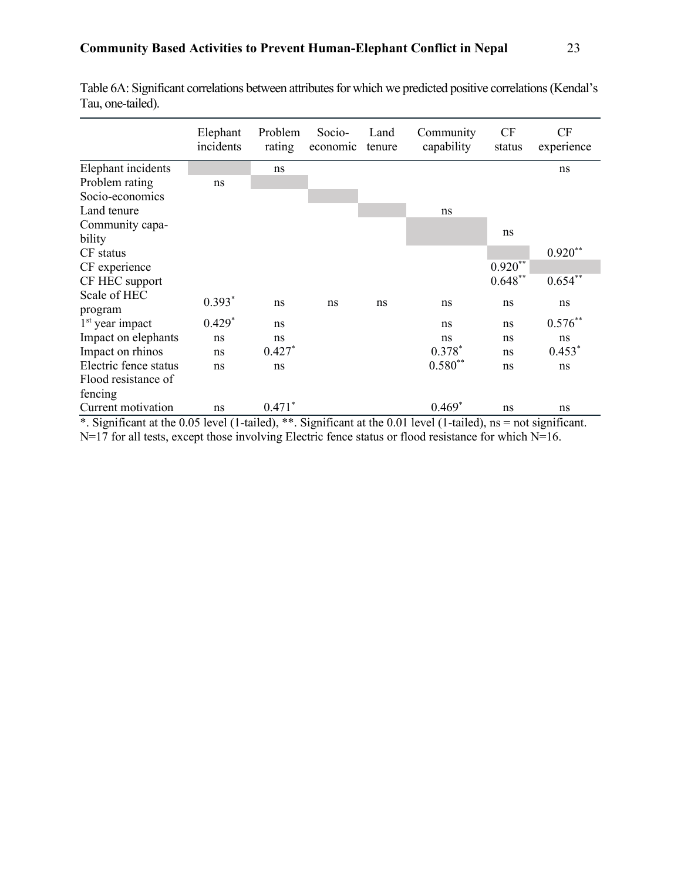Table 6A: Significant correlations between attributes for which we predicted positive correlations (Kendal's Tau, one-tailed).

| | Elephant incidents | Problem rating | Socio-economic | Land tenure | Community capability | CF status | CF experience |
|---|---|---|---|---|---|---|---|
| Elephant incidents | | ns | | | | | ns |
| Problem rating | ns | | | | | | |
| Socio-economics | | | | | | | |
| Land tenure | | | | | ns | | |
| Community capability | | | | | | ns | |
| CF status | | | | | | | 0.920** |
| CF experience | | | | | | 0.920** | |
| CF HEC support | | | | | | 0.648** | 0.654** |
| Scale of HEC program | 0.393* | ns | ns | ns | ns | ns | ns |
| 1st year impact | 0.429* | ns | | | ns | ns | 0.576** |
| Impact on elephants | ns | ns | | | ns | ns | ns |
| Impact on rhinos | ns | 0.427* | | | 0.378* | ns | 0.453* |
| Electric fence status | ns | ns | | | 0.580** | ns | ns |
| Flood resistance of fencing | | | | | | | |
| Current motivation | ns | 0.471* | | | 0.469* | ns | ns |

*. Significant at the 0.05 level (1-tailed), **. Significant at the 0.01 level (1-tailed), ns = not significant. N=17 for all tests, except those involving Electric fence status or flood resistance for which N=16.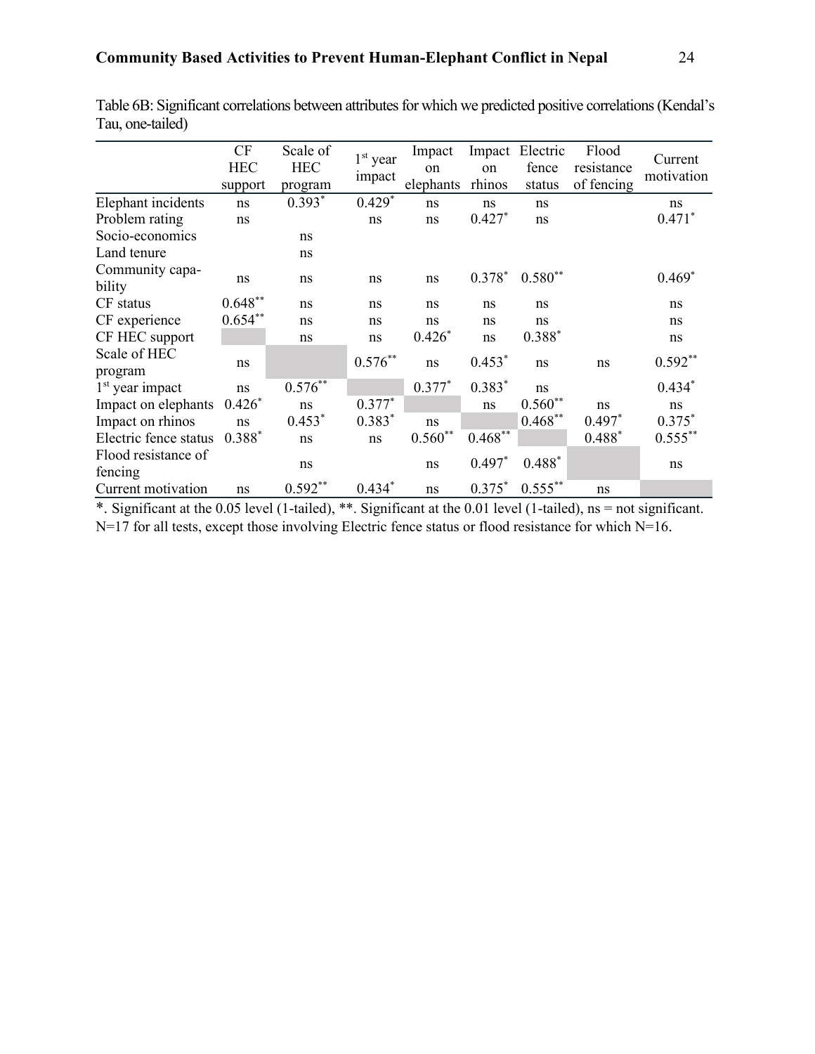Table 6B: Significant correlations between attributes for which we predicted positive correlations (Kendal's Tau, one-tailed)

| | CF HEC support | Scale of HEC program | 1st year impact | Impact on elephants | Impact on rhinos | Electric fence status | Flood resistance of fencing | Current motivation |
|---|---|---|---|---|---|---|---|---|
| Elephant incidents | ns | 0.393* | 0.429* | ns | ns | ns | | ns |
| Problem rating | ns | | ns | ns | 0.427* | ns | | 0.471* |
| Socio-economics | | ns | | | | | | |
| Land tenure | | ns | | | | | | |
| Community capability | ns | ns | ns | ns | 0.378* | 0.580** | | 0.469* |
| CF status | 0.648** | ns | ns | ns | ns | ns | | ns |
| CF experience | 0.654** | ns | ns | ns | ns | ns | | ns |
| CF HEC support | | ns | ns | 0.426* | ns | 0.388* | | ns |
| Scale of HEC program | ns | | 0.576** | ns | 0.453* | ns | ns | 0.592** |
| 1st year impact | ns | 0.576** | | 0.377* | 0.383* | ns | | 0.434* |
| Impact on elephants | 0.426* | ns | 0.377* | | ns | 0.560** | ns | ns |
| Impact on rhinos | ns | 0.453* | 0.383* | ns | | 0.468** | 0.497* | 0.375* |
| Electric fence status | 0.388* | ns | ns | 0.560** | 0.468** | | 0.488* | 0.555** |
| Flood resistance of fencing | | ns | | ns | 0.497* | 0.488* | | ns |
| Current motivation | ns | 0.592** | 0.434* | ns | 0.375* | 0.555** | ns | |

*. Significant at the 0.05 level (1-tailed), **. Significant at the 0.01 level (1-tailed), ns = not significant. N=17 for all tests, except those involving Electric fence status or flood resistance for which N=16.